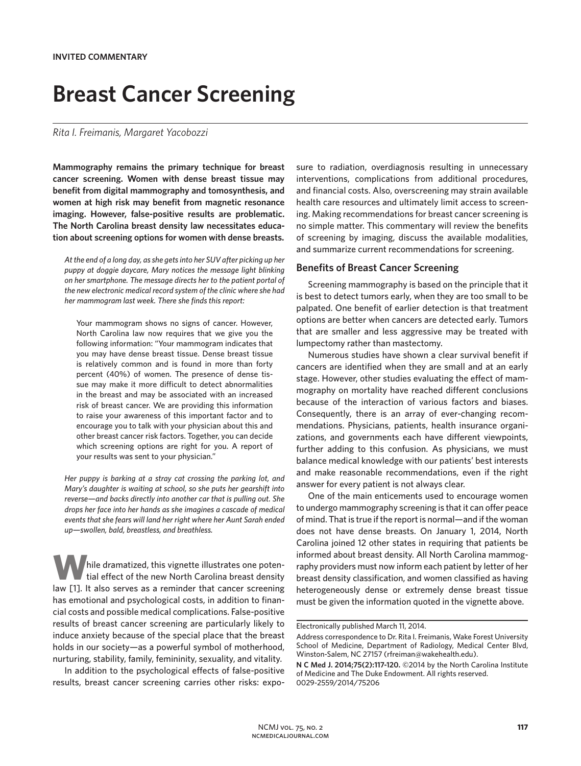**INVITED COMMENTARY**

# Breast Cancer Screening

*Rita I. Freimanis, Margaret Yacobozzi*

**Mammography remains the primary technique for breast cancer screening. Women with dense breast tissue may benefit from digital mammography and tomosynthesis, and women at high risk may benefit from magnetic resonance imaging. However, false-positive results are problematic. The North Carolina breast density law necessitates education about screening options for women with dense breasts.**

*At the end of a long day, as she gets into her SUV after picking up her puppy at doggie daycare, Mary notices the message light blinking on her smartphone. The message directs her to the patient portal of the new electronic medical record system of the clinic where she had her mammogram last week. There she finds this report:*

> Your mammogram shows no signs of cancer. However, North Carolina law now requires that we give you the following information: "Your mammogram indicates that you may have dense breast tissue. Dense breast tissue is relatively common and is found in more than forty percent (40%) of women. The presence of dense tissue may make it more difficult to detect abnormalities in the breast and may be associated with an increased risk of breast cancer. We are providing this information to raise your awareness of this important factor and to encourage you to talk with your physician about this and other breast cancer risk factors. Together, you can decide which screening options are right for you. A report of your results was sent to your physician."

*Her puppy is barking at a stray cat crossing the parking lot, and Mary's daughter is waiting at school, so she puts her gearshift into reverse—and backs directly into another car that is pulling out. She drops her face into her hands as she imagines a cascade of medical events that she fears will land her right where her Aunt Sarah ended up—swollen, bald, breastless, and breathless.*

While dramatized, this vignette illustrates one potential effect of the new North Carolina breast density law [1]. It also serves as a reminder that cancer screening has emotional and psychological costs, in addition to financial costs and possible medical complications. False-positive results of breast cancer screening are particularly likely to induce anxiety because of the special place that the breast holds in our society—as a powerful symbol of motherhood, nurturing, stability, family, femininity, sexuality, and vitality.

In addition to the psychological effects of false-positive results, breast cancer screening carries other risks: exposure to radiation, overdiagnosis resulting in unnecessary interventions, complications from additional procedures, and financial costs. Also, overscreening may strain available health care resources and ultimately limit access to screening. Making recommendations for breast cancer screening is no simple matter. This commentary will review the benefits of screening by imaging, discuss the available modalities, and summarize current recommendations for screening.

## Benefits of Breast Cancer Screening

Screening mammography is based on the principle that it is best to detect tumors early, when they are too small to be palpated. One benefit of earlier detection is that treatment options are better when cancers are detected early. Tumors that are smaller and less aggressive may be treated with lumpectomy rather than mastectomy.

Numerous studies have shown a clear survival benefit if cancers are identified when they are small and at an early stage. However, other studies evaluating the effect of mammography on mortality have reached different conclusions because of the interaction of various factors and biases. Consequently, there is an array of ever-changing recommendations. Physicians, patients, health insurance organizations, and governments each have different viewpoints, further adding to this confusion. As physicians, we must balance medical knowledge with our patients' best interests and make reasonable recommendations, even if the right answer for every patient is not always clear.

One of the main enticements used to encourage women to undergo mammography screening is that it can offer peace of mind. That is true if the report is normal—and if the woman does not have dense breasts. On January 1, 2014, North Carolina joined 12 other states in requiring that patients be informed about breast density. All North Carolina mammography providers must now inform each patient by letter of her breast density classification, and women classified as having heterogeneously dense or extremely dense breast tissue must be given the information quoted in the vignette above.

---

Electronically published March 11, 2014.

Address correspondence to Dr. Rita I. Freimanis, Wake Forest University School of Medicine, Department of Radiology, Medical Center Blvd, Winston-Salem, NC 27157 (rfreiman@wakehealth.edu).

**N C Med J. 2014;75(2):117-120.** ©2014 by the North Carolina Institute of Medicine and The Duke Endowment. All rights reserved. 0029-2559/2014/75206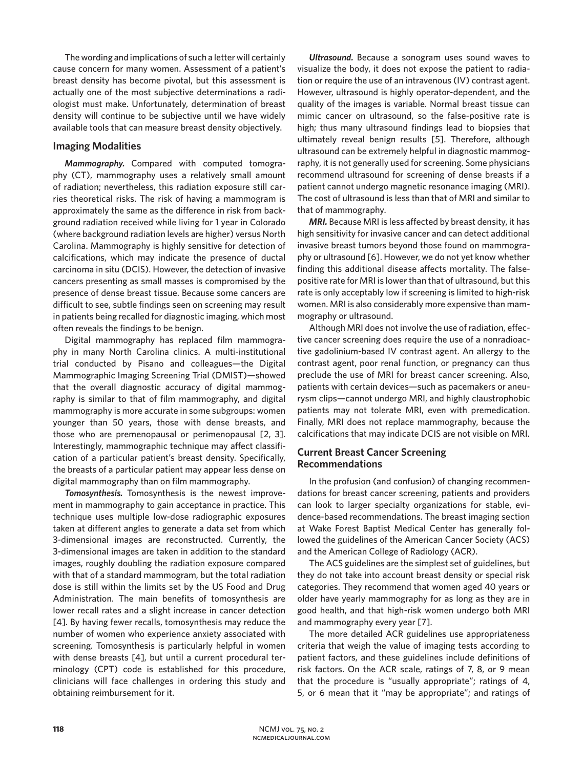The wording and implications of such a letter will certainly cause concern for many women. Assessment of a patient's breast density has become pivotal, but this assessment is actually one of the most subjective determinations a radiologist must make. Unfortunately, determination of breast density will continue to be subjective until we have widely available tools that can measure breast density objectively.

## Imaging Modalities

***Mammography.*** Compared with computed tomography (CT), mammography uses a relatively small amount of radiation; nevertheless, this radiation exposure still carries theoretical risks. The risk of having a mammogram is approximately the same as the difference in risk from background radiation received while living for 1 year in Colorado (where background radiation levels are higher) versus North Carolina. Mammography is highly sensitive for detection of calcifications, which may indicate the presence of ductal carcinoma in situ (DCIS). However, the detection of invasive cancers presenting as small masses is compromised by the presence of dense breast tissue. Because some cancers are difficult to see, subtle findings seen on screening may result in patients being recalled for diagnostic imaging, which most often reveals the findings to be benign.

Digital mammography has replaced film mammography in many North Carolina clinics. A multi-institutional trial conducted by Pisano and colleagues—the Digital Mammographic Imaging Screening Trial (DMIST)—showed that the overall diagnostic accuracy of digital mammography is similar to that of film mammography, and digital mammography is more accurate in some subgroups: women younger than 50 years, those with dense breasts, and those who are premenopausal or perimenopausal [2, 3]. Interestingly, mammographic technique may affect classification of a particular patient's breast density. Specifically, the breasts of a particular patient may appear less dense on digital mammography than on film mammography.

***Tomosynthesis.*** Tomosynthesis is the newest improvement in mammography to gain acceptance in practice. This technique uses multiple low-dose radiographic exposures taken at different angles to generate a data set from which 3-dimensional images are reconstructed. Currently, the 3-dimensional images are taken in addition to the standard images, roughly doubling the radiation exposure compared with that of a standard mammogram, but the total radiation dose is still within the limits set by the US Food and Drug Administration. The main benefits of tomosynthesis are lower recall rates and a slight increase in cancer detection [4]. By having fewer recalls, tomosynthesis may reduce the number of women who experience anxiety associated with screening. Tomosynthesis is particularly helpful in women with dense breasts [4], but until a current procedural terminology (CPT) code is established for this procedure, clinicians will face challenges in ordering this study and obtaining reimbursement for it.

***Ultrasound.*** Because a sonogram uses sound waves to visualize the body, it does not expose the patient to radiation or require the use of an intravenous (IV) contrast agent. However, ultrasound is highly operator-dependent, and the quality of the images is variable. Normal breast tissue can mimic cancer on ultrasound, so the false-positive rate is high; thus many ultrasound findings lead to biopsies that ultimately reveal benign results [5]. Therefore, although ultrasound can be extremely helpful in diagnostic mammography, it is not generally used for screening. Some physicians recommend ultrasound for screening of dense breasts if a patient cannot undergo magnetic resonance imaging (MRI). The cost of ultrasound is less than that of MRI and similar to that of mammography.

***MRI.*** Because MRI is less affected by breast density, it has high sensitivity for invasive cancer and can detect additional invasive breast tumors beyond those found on mammography or ultrasound [6]. However, we do not yet know whether finding this additional disease affects mortality. The false-positive rate for MRI is lower than that of ultrasound, but this rate is only acceptably low if screening is limited to high-risk women. MRI is also considerably more expensive than mammography or ultrasound.

Although MRI does not involve the use of radiation, effective cancer screening does require the use of a nonradioactive gadolinium-based IV contrast agent. An allergy to the contrast agent, poor renal function, or pregnancy can thus preclude the use of MRI for breast cancer screening. Also, patients with certain devices—such as pacemakers or aneurysm clips—cannot undergo MRI, and highly claustrophobic patients may not tolerate MRI, even with premedication. Finally, MRI does not replace mammography, because the calcifications that may indicate DCIS are not visible on MRI.

## Current Breast Cancer Screening Recommendations

In the profusion (and confusion) of changing recommendations for breast cancer screening, patients and providers can look to larger specialty organizations for stable, evidence-based recommendations. The breast imaging section at Wake Forest Baptist Medical Center has generally followed the guidelines of the American Cancer Society (ACS) and the American College of Radiology (ACR).

The ACS guidelines are the simplest set of guidelines, but they do not take into account breast density or special risk categories. They recommend that women aged 40 years or older have yearly mammography for as long as they are in good health, and that high-risk women undergo both MRI and mammography every year [7].

The more detailed ACR guidelines use appropriateness criteria that weigh the value of imaging tests according to patient factors, and these guidelines include definitions of risk factors. On the ACR scale, ratings of 7, 8, or 9 mean that the procedure is "usually appropriate"; ratings of 4, 5, or 6 mean that it "may be appropriate"; and ratings of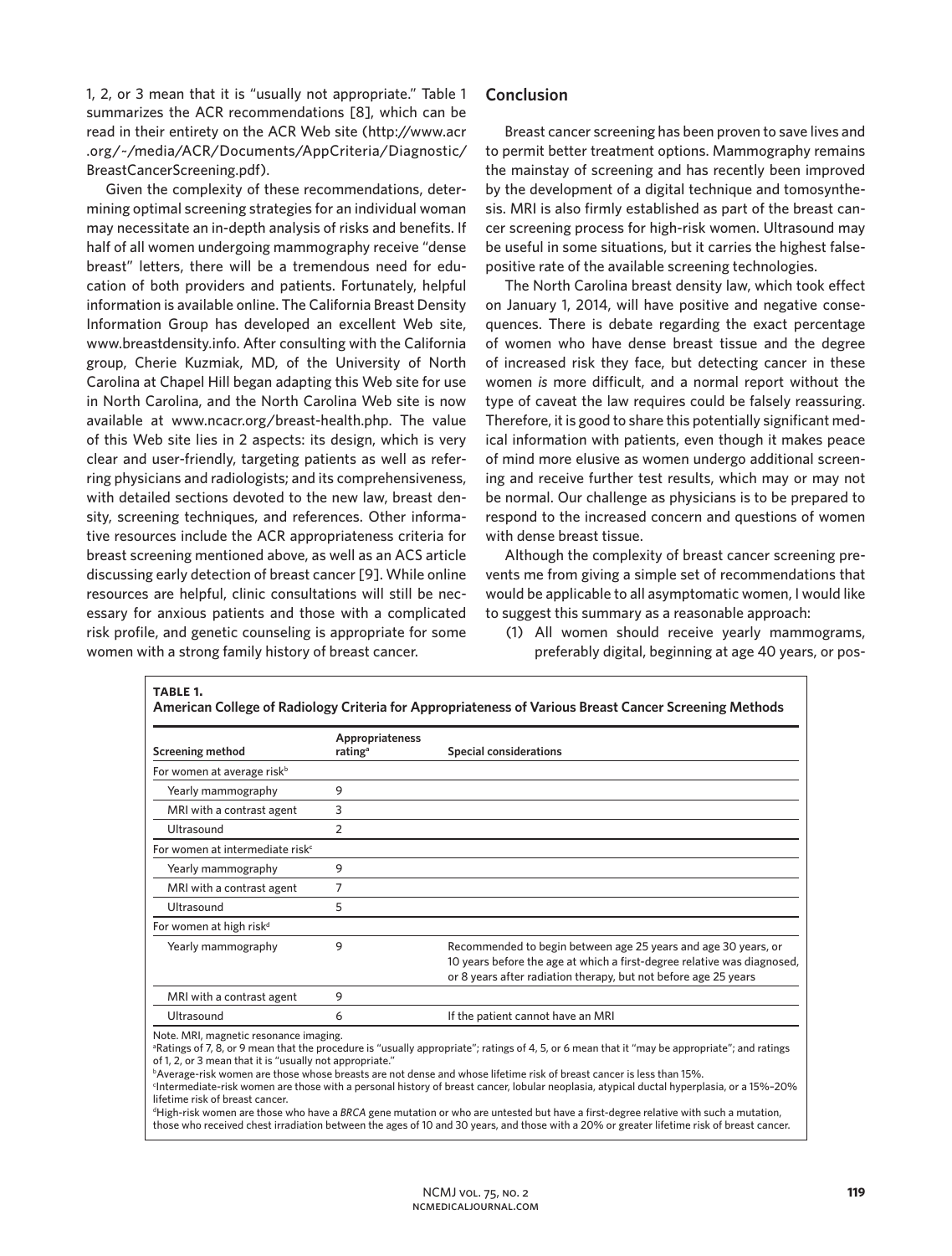1, 2, or 3 mean that it is "usually not appropriate." Table 1 summarizes the ACR recommendations [8], which can be read in their entirety on the ACR Web site (http://www.acr.org/~/media/ACR/Documents/AppCriteria/Diagnostic/BreastCancerScreening.pdf).

Given the complexity of these recommendations, determining optimal screening strategies for an individual woman may necessitate an in-depth analysis of risks and benefits. If half of all women undergoing mammography receive "dense breast" letters, there will be a tremendous need for education of both providers and patients. Fortunately, helpful information is available online. The California Breast Density Information Group has developed an excellent Web site, www.breastdensity.info. After consulting with the California group, Cherie Kuzmiak, MD, of the University of North Carolina at Chapel Hill began adapting this Web site for use in North Carolina, and the North Carolina Web site is now available at www.ncacr.org/breast-health.php. The value of this Web site lies in 2 aspects: its design, which is very clear and user-friendly, targeting patients as well as referring physicians and radiologists; and its comprehensiveness, with detailed sections devoted to the new law, breast density, screening techniques, and references. Other informative resources include the ACR appropriateness criteria for breast screening mentioned above, as well as an ACS article discussing early detection of breast cancer [9]. While online resources are helpful, clinic consultations will still be necessary for anxious patients and those with a complicated risk profile, and genetic counseling is appropriate for some women with a strong family history of breast cancer.

## Conclusion

Breast cancer screening has been proven to save lives and to permit better treatment options. Mammography remains the mainstay of screening and has recently been improved by the development of a digital technique and tomosynthesis. MRI is also firmly established as part of the breast cancer screening process for high-risk women. Ultrasound may be useful in some situations, but it carries the highest false-positive rate of the available screening technologies.

The North Carolina breast density law, which took effect on January 1, 2014, will have positive and negative consequences. There is debate regarding the exact percentage of women who have dense breast tissue and the degree of increased risk they face, but detecting cancer in these women *is* more difficult, and a normal report without the type of caveat the law requires could be falsely reassuring. Therefore, it is good to share this potentially significant medical information with patients, even though it makes peace of mind more elusive as women undergo additional screening and receive further test results, which may or may not be normal. Our challenge as physicians is to be prepared to respond to the increased concern and questions of women with dense breast tissue.

Although the complexity of breast cancer screening prevents me from giving a simple set of recommendations that would be applicable to all asymptomatic women, I would like to suggest this summary as a reasonable approach:

(1) All women should receive yearly mammograms, preferably digital, beginning at age 40 years, or pos-

**TABLE 1.**
**American College of Radiology Criteria for Appropriateness of Various Breast Cancer Screening Methods**

| Screening method | Appropriateness rating[a] | Special considerations |
|---|---|---|
| For women at average risk[b] | | |
| Yearly mammography | 9 | |
| MRI with a contrast agent | 3 | |
| Ultrasound | 2 | |
| For women at intermediate risk[c] | | |
| Yearly mammography | 9 | |
| MRI with a contrast agent | 7 | |
| Ultrasound | 5 | |
| For women at high risk[d] | | |
| Yearly mammography | 9 | Recommended to begin between age 25 years and age 30 years, or 10 years before the age at which a first-degree relative was diagnosed, or 8 years after radiation therapy, but not before age 25 years |
| MRI with a contrast agent | 9 | |
| Ultrasound | 6 | If the patient cannot have an MRI |

Note. MRI, magnetic resonance imaging.
[a]Ratings of 7, 8, or 9 mean that the procedure is "usually appropriate"; ratings of 4, 5, or 6 mean that it "may be appropriate"; and ratings of 1, 2, or 3 mean that it is "usually not appropriate."
[b]Average-risk women are those whose breasts are not dense and whose lifetime risk of breast cancer is less than 15%.
[c]Intermediate-risk women are those with a personal history of breast cancer, lobular neoplasia, atypical ductal hyperplasia, or a 15%–20% lifetime risk of breast cancer.
[d]High-risk women are those who have a *BRCA* gene mutation or who are untested but have a first-degree relative with such a mutation, those who received chest irradiation between the ages of 10 and 30 years, and those with a 20% or greater lifetime risk of breast cancer.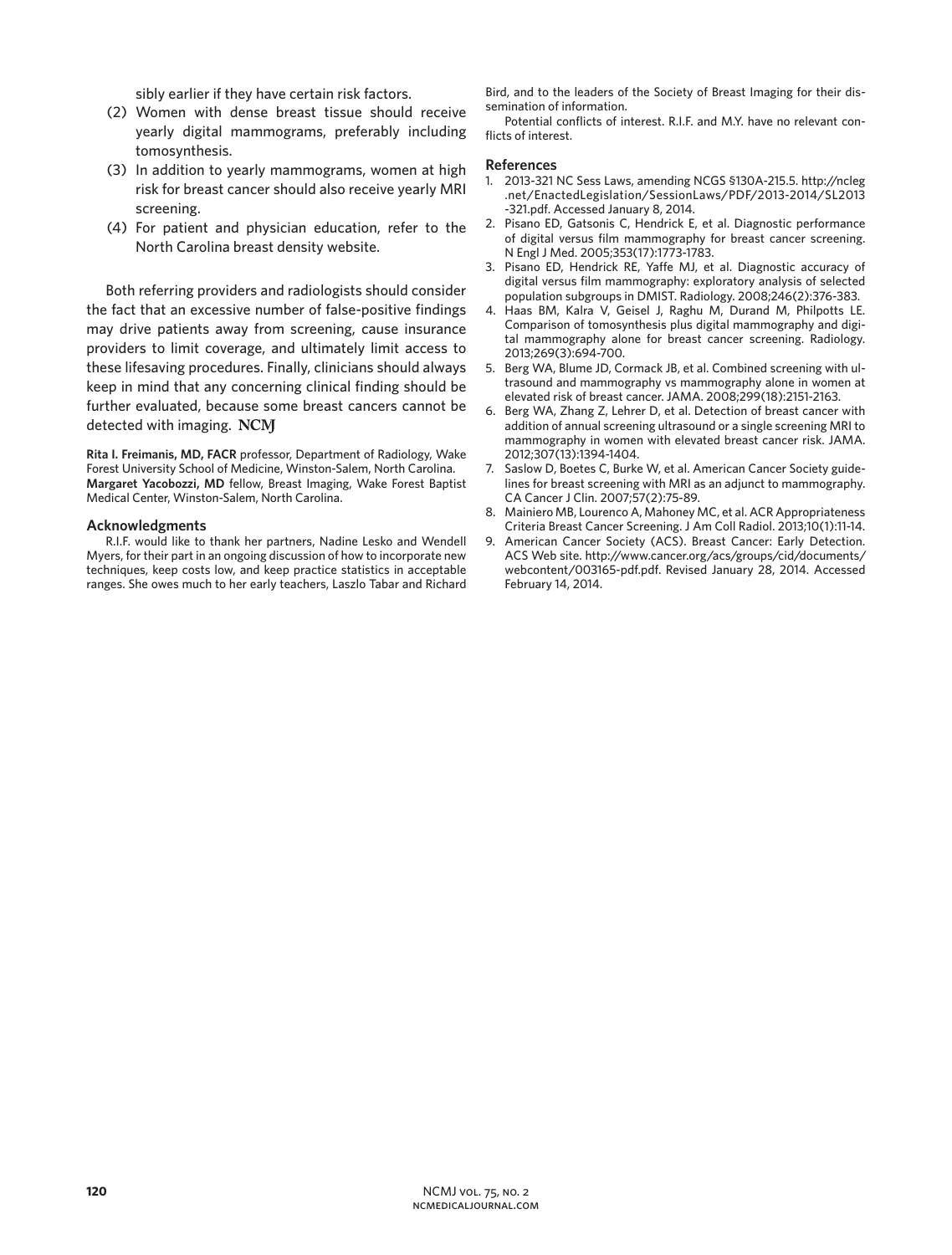sibly earlier if they have certain risk factors.

(2) Women with dense breast tissue should receive yearly digital mammograms, preferably including tomosynthesis.

(3) In addition to yearly mammograms, women at high risk for breast cancer should also receive yearly MRI screening.

(4) For patient and physician education, refer to the North Carolina breast density website.

Both referring providers and radiologists should consider the fact that an excessive number of false-positive findings may drive patients away from screening, cause insurance providers to limit coverage, and ultimately limit access to these lifesaving procedures. Finally, clinicians should always keep in mind that any concerning clinical finding should be further evaluated, because some breast cancers cannot be detected with imaging. NCMJ

**Rita I. Freimanis, MD, FACR** professor, Department of Radiology, Wake Forest University School of Medicine, Winston-Salem, North Carolina.
**Margaret Yacobozzi, MD** fellow, Breast Imaging, Wake Forest Baptist Medical Center, Winston-Salem, North Carolina.

### Acknowledgments

R.I.F. would like to thank her partners, Nadine Lesko and Wendell Myers, for their part in an ongoing discussion of how to incorporate new techniques, keep costs low, and keep practice statistics in acceptable ranges. She owes much to her early teachers, Laszlo Tabar and Richard Bird, and to the leaders of the Society of Breast Imaging for their dissemination of information.

Potential conflicts of interest. R.I.F. and M.Y. have no relevant conflicts of interest.

### References

1. 2013-321 NC Sess Laws, amending NCGS §130A-215.5. http://ncleg.net/EnactedLegislation/SessionLaws/PDF/2013-2014/SL2013-321.pdf. Accessed January 8, 2014.
2. Pisano ED, Gatsonis C, Hendrick E, et al. Diagnostic performance of digital versus film mammography for breast cancer screening. N Engl J Med. 2005;353(17):1773-1783.
3. Pisano ED, Hendrick RE, Yaffe MJ, et al. Diagnostic accuracy of digital versus film mammography: exploratory analysis of selected population subgroups in DMIST. Radiology. 2008;246(2):376-383.
4. Haas BM, Kalra V, Geisel J, Raghu M, Durand M, Philpotts LE. Comparison of tomosynthesis plus digital mammography and digital mammography alone for breast cancer screening. Radiology. 2013;269(3):694-700.
5. Berg WA, Blume JD, Cormack JB, et al. Combined screening with ultrasound and mammography vs mammography alone in women at elevated risk of breast cancer. JAMA. 2008;299(18):2151-2163.
6. Berg WA, Zhang Z, Lehrer D, et al. Detection of breast cancer with addition of annual screening ultrasound or a single screening MRI to mammography in women with elevated breast cancer risk. JAMA. 2012;307(13):1394-1404.
7. Saslow D, Boetes C, Burke W, et al. American Cancer Society guidelines for breast screening with MRI as an adjunct to mammography. CA Cancer J Clin. 2007;57(2):75-89.
8. Mainiero MB, Lourenco A, Mahoney MC, et al. ACR Appropriateness Criteria Breast Cancer Screening. J Am Coll Radiol. 2013;10(1):11-14.
9. American Cancer Society (ACS). Breast Cancer: Early Detection. ACS Web site. http://www.cancer.org/acs/groups/cid/documents/webcontent/003165-pdf.pdf. Revised January 28, 2014. Accessed February 14, 2014.